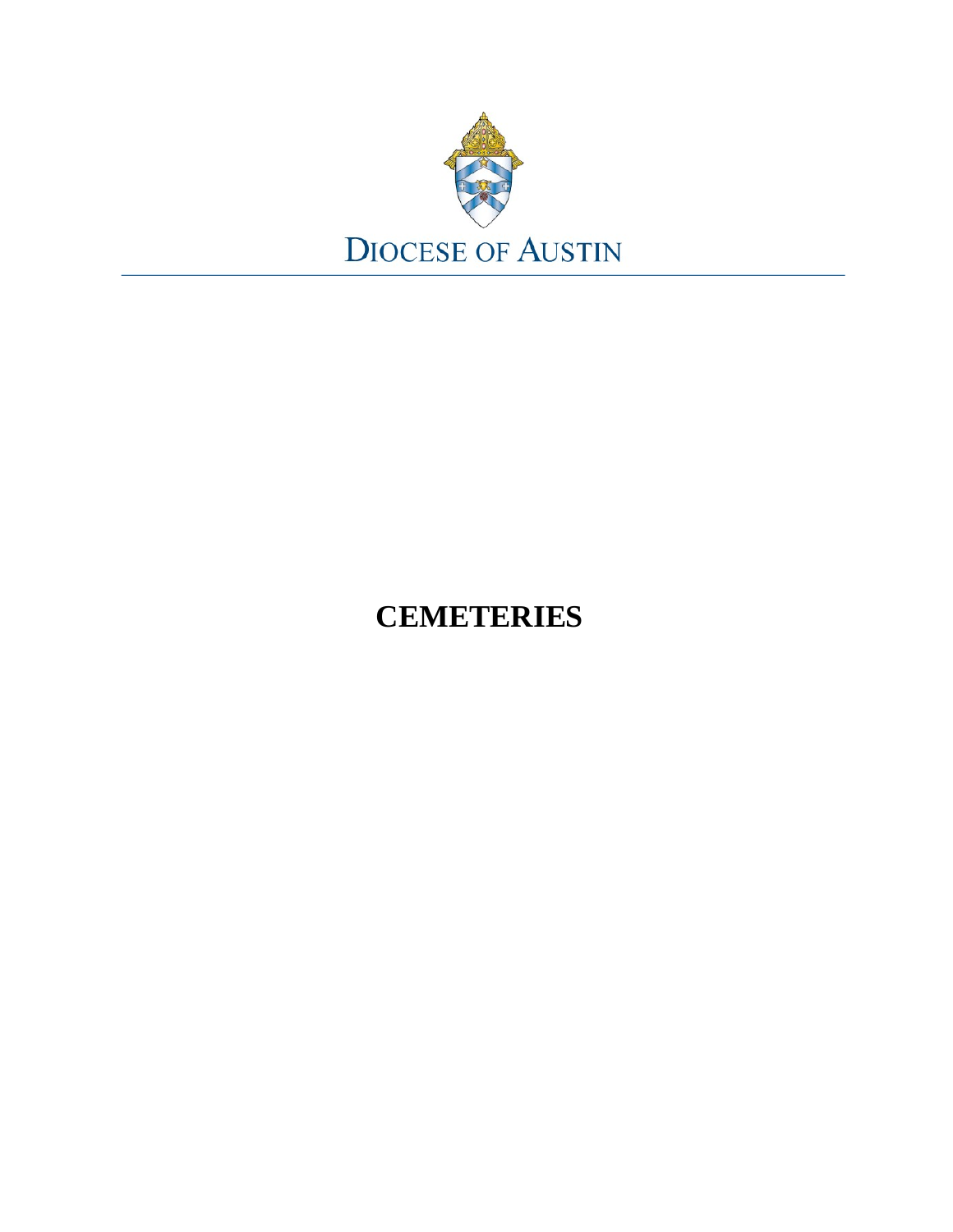DIOCESE OF AUSTIN

# CEMETERIES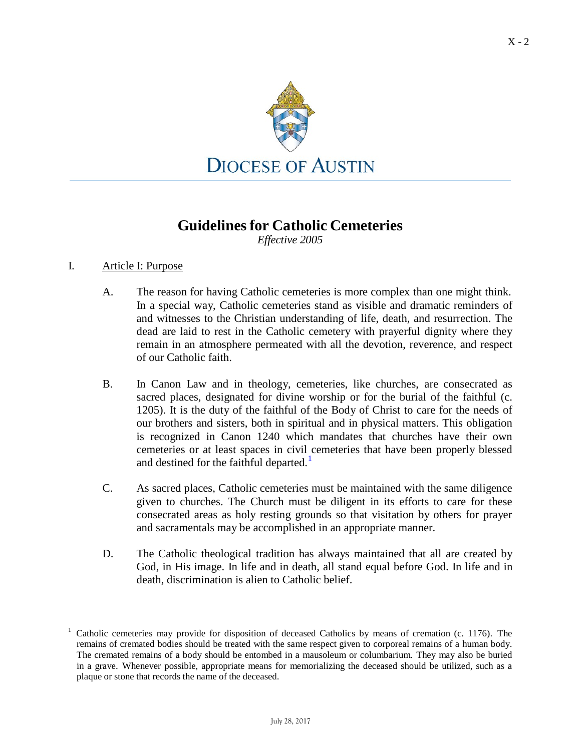DIOCESE OF AUSTIN

# Guidelines for Catholic Cemeteries

*Effective 2005*

## I. Article I: Purpose

A. The reason for having Catholic cemeteries is more complex than one might think. In a special way, Catholic cemeteries stand as visible and dramatic reminders of and witnesses to the Christian understanding of life, death, and resurrection. The dead are laid to rest in the Catholic cemetery with prayerful dignity where they remain in an atmosphere permeated with all the devotion, reverence, and respect of our Catholic faith.

B. In Canon Law and in theology, cemeteries, like churches, are consecrated as sacred places, designated for divine worship or for the burial of the faithful (c. 1205). It is the duty of the faithful of the Body of Christ to care for the needs of our brothers and sisters, both in spiritual and in physical matters. This obligation is recognized in Canon 1240 which mandates that churches have their own cemeteries or at least spaces in civil cemeteries that have been properly blessed and destined for the faithful departed.[1]

C. As sacred places, Catholic cemeteries must be maintained with the same diligence given to churches. The Church must be diligent in its efforts to care for these consecrated areas as holy resting grounds so that visitation by others for prayer and sacramentals may be accomplished in an appropriate manner.

D. The Catholic theological tradition has always maintained that all are created by God, in His image. In life and in death, all stand equal before God. In life and in death, discrimination is alien to Catholic belief.

---

[1] Catholic cemeteries may provide for disposition of deceased Catholics by means of cremation (c. 1176). The remains of cremated bodies should be treated with the same respect given to corporeal remains of a human body. The cremated remains of a body should be entombed in a mausoleum or columbarium. They may also be buried in a grave. Whenever possible, appropriate means for memorializing the deceased should be utilized, such as a plaque or stone that records the name of the deceased.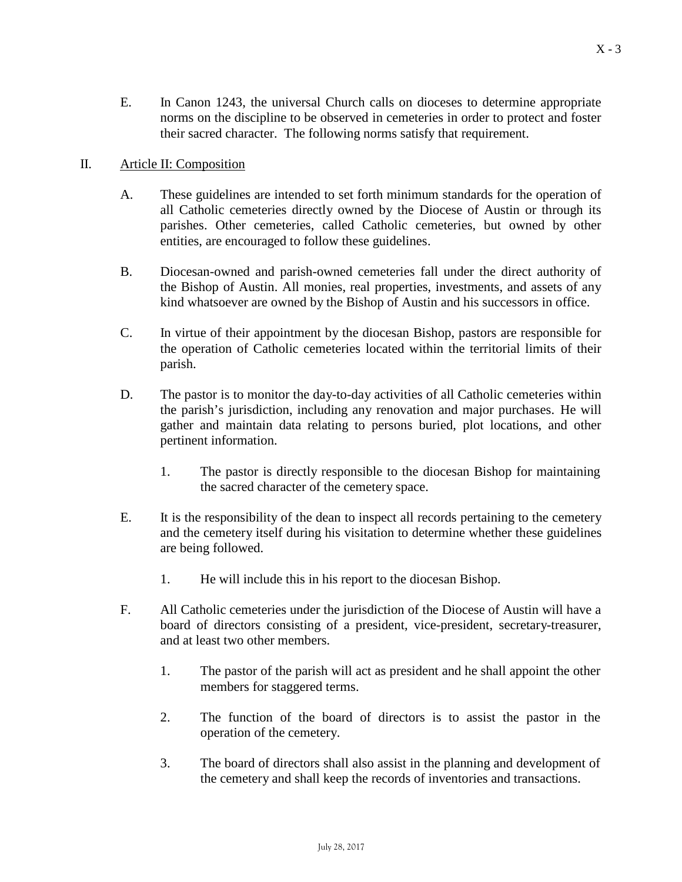E. In Canon 1243, the universal Church calls on dioceses to determine appropriate norms on the discipline to be observed in cemeteries in order to protect and foster their sacred character. The following norms satisfy that requirement.

## II. Article II: Composition

A. These guidelines are intended to set forth minimum standards for the operation of all Catholic cemeteries directly owned by the Diocese of Austin or through its parishes. Other cemeteries, called Catholic cemeteries, but owned by other entities, are encouraged to follow these guidelines.

B. Diocesan-owned and parish-owned cemeteries fall under the direct authority of the Bishop of Austin. All monies, real properties, investments, and assets of any kind whatsoever are owned by the Bishop of Austin and his successors in office.

C. In virtue of their appointment by the diocesan Bishop, pastors are responsible for the operation of Catholic cemeteries located within the territorial limits of their parish.

D. The pastor is to monitor the day-to-day activities of all Catholic cemeteries within the parish's jurisdiction, including any renovation and major purchases. He will gather and maintain data relating to persons buried, plot locations, and other pertinent information.

   1. The pastor is directly responsible to the diocesan Bishop for maintaining the sacred character of the cemetery space.

E. It is the responsibility of the dean to inspect all records pertaining to the cemetery and the cemetery itself during his visitation to determine whether these guidelines are being followed.

   1. He will include this in his report to the diocesan Bishop.

F. All Catholic cemeteries under the jurisdiction of the Diocese of Austin will have a board of directors consisting of a president, vice-president, secretary-treasurer, and at least two other members.

   1. The pastor of the parish will act as president and he shall appoint the other members for staggered terms.

   2. The function of the board of directors is to assist the pastor in the operation of the cemetery.

   3. The board of directors shall also assist in the planning and development of the cemetery and shall keep the records of inventories and transactions.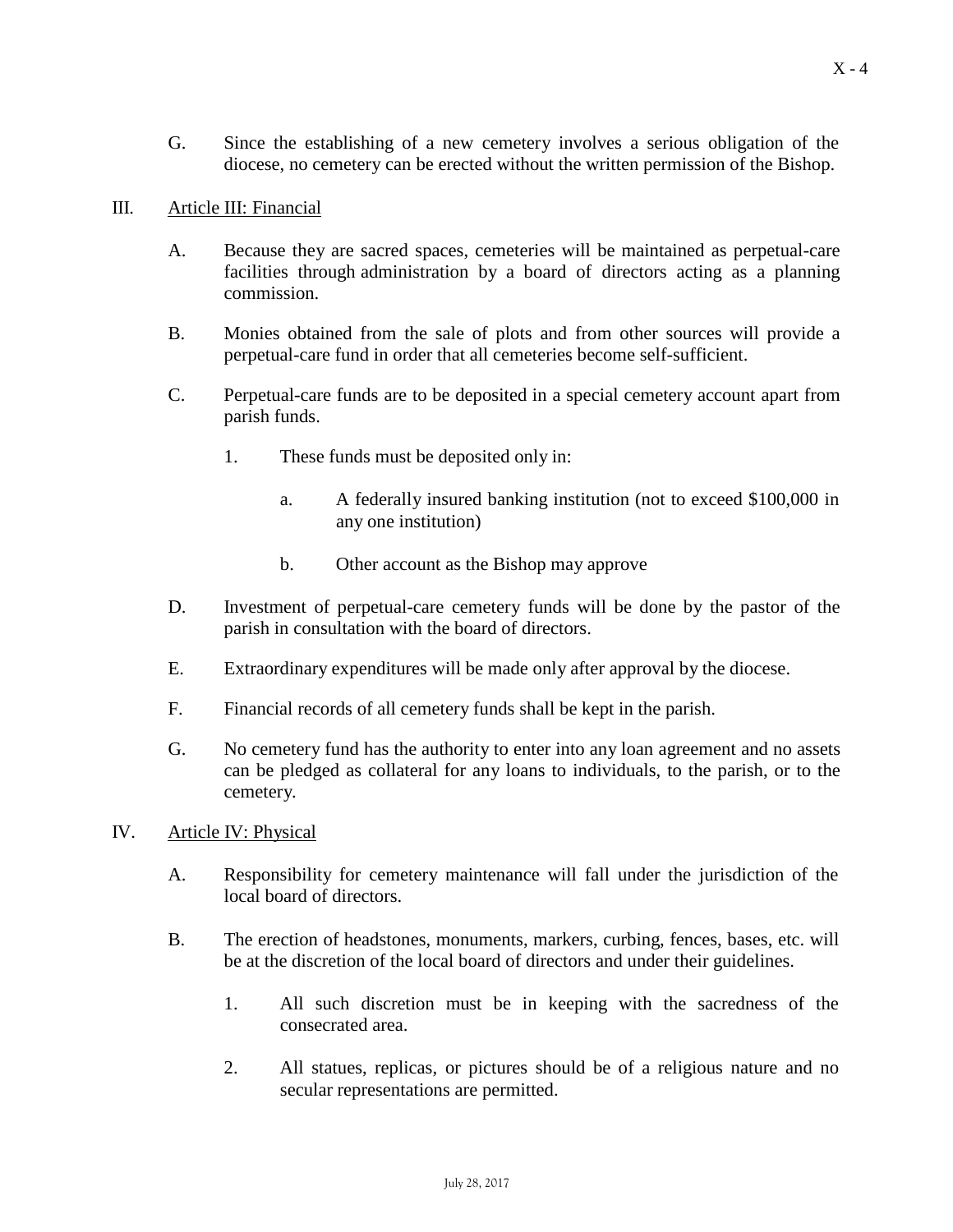G. Since the establishing of a new cemetery involves a serious obligation of the diocese, no cemetery can be erected without the written permission of the Bishop.

III. <u>Article III: Financial</u>

A. Because they are sacred spaces, cemeteries will be maintained as perpetual-care facilities through administration by a board of directors acting as a planning commission.

B. Monies obtained from the sale of plots and from other sources will provide a perpetual-care fund in order that all cemeteries become self-sufficient.

C. Perpetual-care funds are to be deposited in a special cemetery account apart from parish funds.

1. These funds must be deposited only in:

a. A federally insured banking institution (not to exceed \$100,000 in any one institution)

b. Other account as the Bishop may approve

D. Investment of perpetual-care cemetery funds will be done by the pastor of the parish in consultation with the board of directors.

E. Extraordinary expenditures will be made only after approval by the diocese.

F. Financial records of all cemetery funds shall be kept in the parish.

G. No cemetery fund has the authority to enter into any loan agreement and no assets can be pledged as collateral for any loans to individuals, to the parish, or to the cemetery.

IV. <u>Article IV: Physical</u>

A. Responsibility for cemetery maintenance will fall under the jurisdiction of the local board of directors.

B. The erection of headstones, monuments, markers, curbing, fences, bases, etc. will be at the discretion of the local board of directors and under their guidelines.

1. All such discretion must be in keeping with the sacredness of the consecrated area.

2. All statues, replicas, or pictures should be of a religious nature and no secular representations are permitted.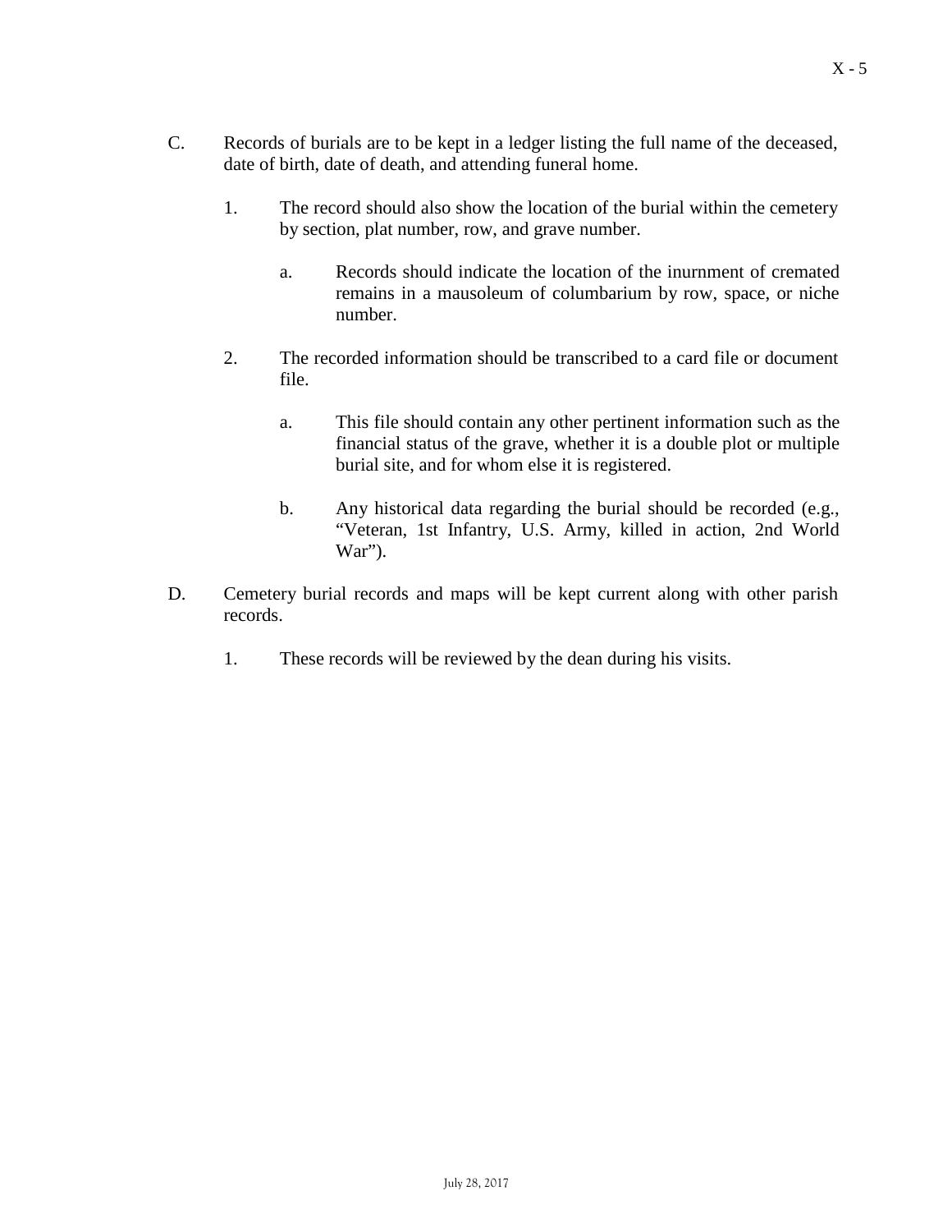C. Records of burials are to be kept in a ledger listing the full name of the deceased, date of birth, date of death, and attending funeral home.

   1. The record should also show the location of the burial within the cemetery by section, plat number, row, and grave number.

      a. Records should indicate the location of the inurnment of cremated remains in a mausoleum of columbarium by row, space, or niche number.

   2. The recorded information should be transcribed to a card file or document file.

      a. This file should contain any other pertinent information such as the financial status of the grave, whether it is a double plot or multiple burial site, and for whom else it is registered.

      b. Any historical data regarding the burial should be recorded (e.g., "Veteran, 1st Infantry, U.S. Army, killed in action, 2nd World War").

D. Cemetery burial records and maps will be kept current along with other parish records.

   1. These records will be reviewed by the dean during his visits.